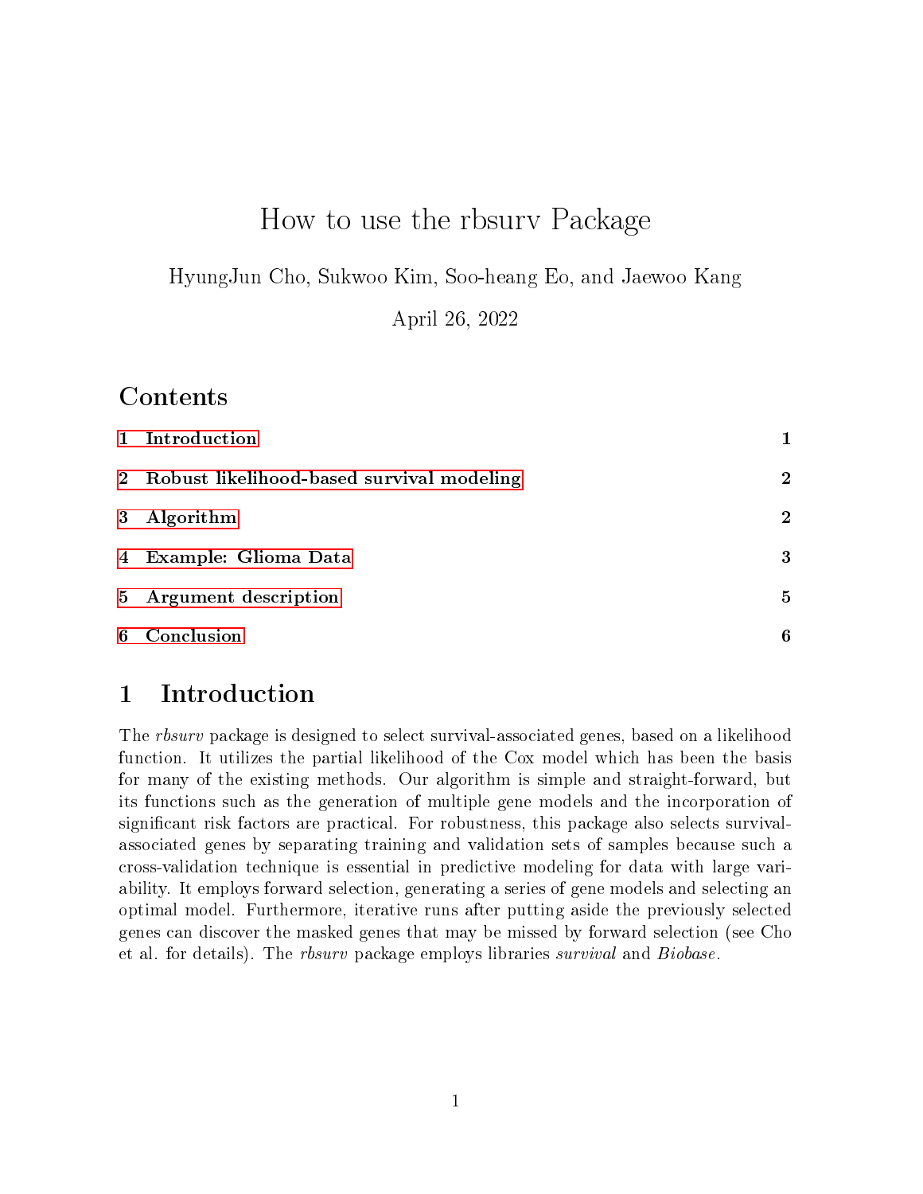# How to use the rbsurv Package

HyungJun Cho, Sukwoo Kim, Soo-heang Eo, and Jaewoo Kang

April 26, 2022

## Contents

| | |
|---|---|
| **1 Introduction** | **1** |
| **2 Robust likelihood-based survival modeling** | **2** |
| **3 Algorithm** | **2** |
| **4 Example: Glioma Data** | **3** |
| **5 Argument description** | **5** |
| **6 Conclusion** | **6** |

## 1 Introduction

The *rbsurv* package is designed to select survival-associated genes, based on a likelihood function. It utilizes the partial likelihood of the Cox model which has been the basis for many of the existing methods. Our algorithm is simple and straight-forward, but its functions such as the generation of multiple gene models and the incorporation of significant risk factors are practical. For robustness, this package also selects survival-associated genes by separating training and validation sets of samples because such a cross-validation technique is essential in predictive modeling for data with large variability. It employs forward selection, generating a series of gene models and selecting an optimal model. Furthermore, iterative runs after putting aside the previously selected genes can discover the masked genes that may be missed by forward selection (see Cho et al. for details). The *rbsurv* package employs libraries *survival* and *Biobase*.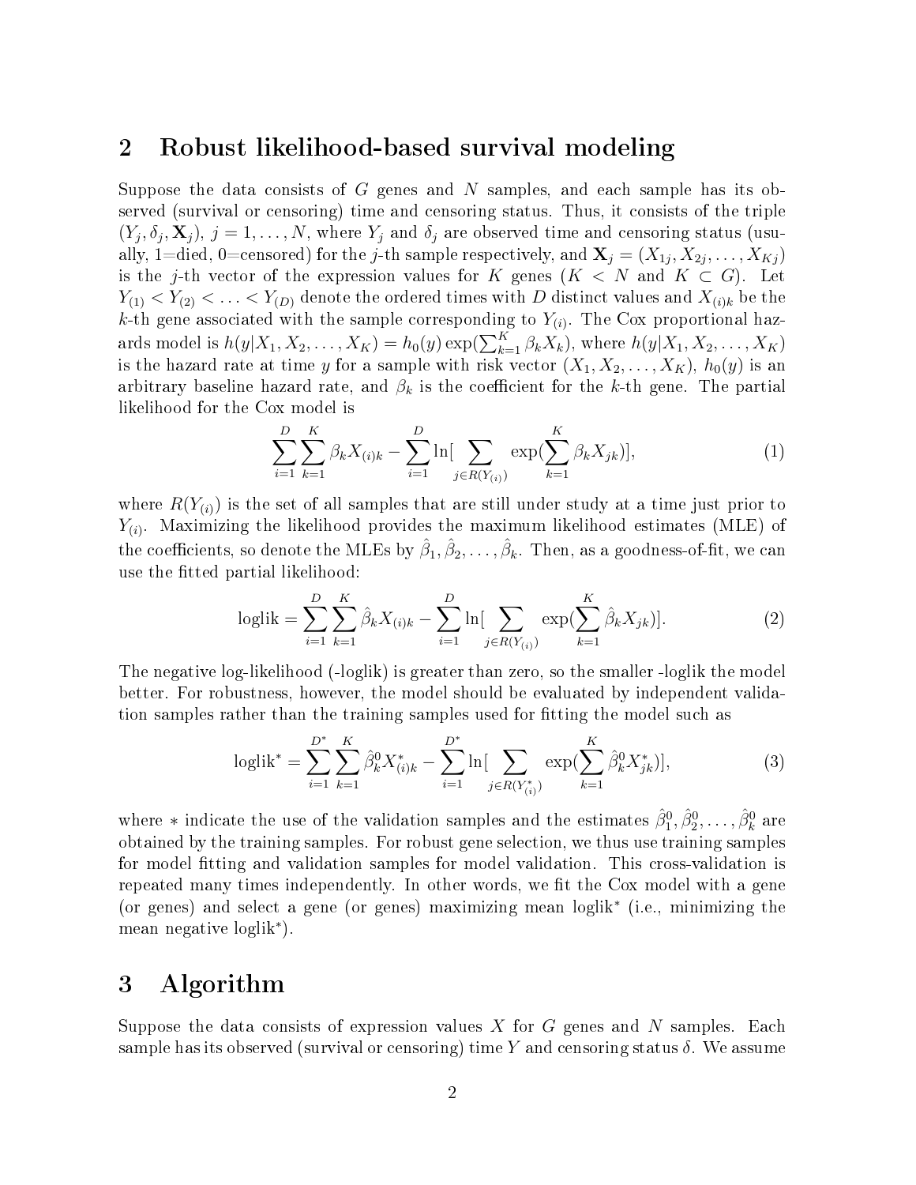## 2 Robust likelihood-based survival modeling

Suppose the data consists of $G$ genes and $N$ samples, and each sample has its observed (survival or censoring) time and censoring status. Thus, it consists of the triple $(Y_j, \delta_j, \mathbf{X}_j)$, $j = 1, \ldots, N$, where $Y_j$ and $\delta_j$ are observed time and censoring status (usually, 1=died, 0=censored) for the $j$-th sample respectively, and $\mathbf{X}_j = (X_{1j}, X_{2j}, \ldots, X_{Kj})$ is the $j$-th vector of the expression values for $K$ genes ($K < N$ and $K \subset G$). Let $Y_{(1)} < Y_{(2)} < \ldots < Y_{(D)}$ denote the ordered times with $D$ distinct values and $X_{(i)k}$ be the $k$-th gene associated with the sample corresponding to $Y_{(i)}$. The Cox proportional hazards model is $h(y|X_1, X_2, \ldots, X_K) = h_0(y) \exp(\sum_{k=1}^{K} \beta_k X_k)$, where $h(y|X_1, X_2, \ldots, X_K)$ is the hazard rate at time $y$ for a sample with risk vector $(X_1, X_2, \ldots, X_K)$, $h_0(y)$ is an arbitrary baseline hazard rate, and $\beta_k$ is the coefficient for the $k$-th gene. The partial likelihood for the Cox model is

$$\sum_{i=1}^{D} \sum_{k=1}^{K} \beta_k X_{(i)k} - \sum_{i=1}^{D} \ln[\sum_{j \in R(Y_{(i)})} \exp(\sum_{k=1}^{K} \beta_k X_{jk})], \tag{1}$$

where $R(Y_{(i)})$ is the set of all samples that are still under study at a time just prior to $Y_{(i)}$. Maximizing the likelihood provides the maximum likelihood estimates (MLE) of the coefficients, so denote the MLEs by $\hat{\beta}_1, \hat{\beta}_2, \ldots, \hat{\beta}_k$. Then, as a goodness-of-fit, we can use the fitted partial likelihood:

$$\text{loglik} = \sum_{i=1}^{D} \sum_{k=1}^{K} \hat{\beta}_k X_{(i)k} - \sum_{i=1}^{D} \ln[\sum_{j \in R(Y_{(i)})} \exp(\sum_{k=1}^{K} \hat{\beta}_k X_{jk})]. \tag{2}$$

The negative log-likelihood (-loglik) is greater than zero, so the smaller -loglik the model better. For robustness, however, the model should be evaluated by independent validation samples rather than the training samples used for fitting the model such as

$$\text{loglik}^* = \sum_{i=1}^{D^*} \sum_{k=1}^{K} \hat{\beta}_k^0 X_{(i)k}^* - \sum_{i=1}^{D^*} \ln[\sum_{j \in R(Y_{(i)}^*)} \exp(\sum_{k=1}^{K} \hat{\beta}_k^0 X_{jk}^*)], \tag{3}$$

where $*$ indicate the use of the validation samples and the estimates $\hat{\beta}_1^0, \hat{\beta}_2^0, \ldots, \hat{\beta}_k^0$ are obtained by the training samples. For robust gene selection, we thus use training samples for model fitting and validation samples for model validation. This cross-validation is repeated many times independently. In other words, we fit the Cox model with a gene (or genes) and select a gene (or genes) maximizing mean loglik$^*$ (i.e., minimizing the mean negative loglik$^*$).

## 3 Algorithm

Suppose the data consists of expression values $X$ for $G$ genes and $N$ samples. Each sample has its observed (survival or censoring) time $Y$ and censoring status $\delta$. We assume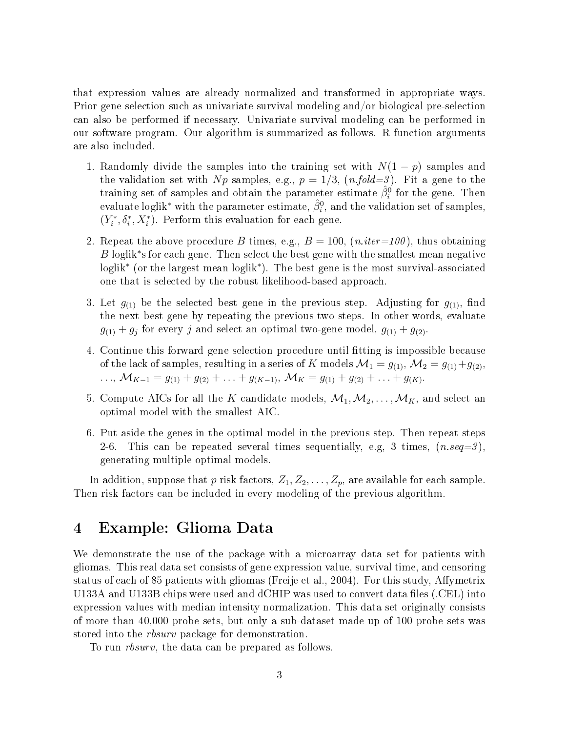that expression values are already normalized and transformed in appropriate ways. Prior gene selection such as univariate survival modeling and/or biological pre-selection can also be performed if necessary. Univariate survival modeling can be performed in our software program. Our algorithm is summarized as follows. R function arguments are also included.

1. Randomly divide the samples into the training set with $N(1-p)$ samples and the validation set with $Np$ samples, e.g., $p = 1/3$, (*n.fold=3*). Fit a gene to the training set of samples and obtain the parameter estimate $\hat{\beta}_i^0$ for the gene. Then evaluate loglik$^*$ with the parameter estimate, $\hat{\beta}_i^0$, and the validation set of samples, $(Y_i^*, \delta_i^*, X_i^*)$. Perform this evaluation for each gene.

2. Repeat the above procedure $B$ times, e.g., $B = 100$, (*n.iter=100*), thus obtaining $B$ loglik$^*$s for each gene. Then select the best gene with the smallest mean negative loglik$^*$ (or the largest mean loglik$^*$). The best gene is the most survival-associated one that is selected by the robust likelihood-based approach.

3. Let $g_{(1)}$ be the selected best gene in the previous step. Adjusting for $g_{(1)}$, find the next best gene by repeating the previous two steps. In other words, evaluate $g_{(1)} + g_j$ for every $j$ and select an optimal two-gene model, $g_{(1)} + g_{(2)}$.

4. Continue this forward gene selection procedure until fitting is impossible because of the lack of samples, resulting in a series of $K$ models $\mathcal{M}_1 = g_{(1)}$, $\mathcal{M}_2 = g_{(1)} + g_{(2)}$, $\ldots$, $\mathcal{M}_{K-1} = g_{(1)} + g_{(2)} + \ldots + g_{(K-1)}$, $\mathcal{M}_K = g_{(1)} + g_{(2)} + \ldots + g_{(K)}$.

5. Compute AICs for all the $K$ candidate models, $\mathcal{M}_1, \mathcal{M}_2, \ldots, \mathcal{M}_K$, and select an optimal model with the smallest AIC.

6. Put aside the genes in the optimal model in the previous step. Then repeat steps 2-6. This can be repeated several times sequentially, e.g, 3 times, (*n.seq=3*), generating multiple optimal models.

In addition, suppose that $p$ risk factors, $Z_1, Z_2, \ldots, Z_p$, are available for each sample. Then risk factors can be included in every modeling of the previous algorithm.

## 4 Example: Glioma Data

We demonstrate the use of the package with a microarray data set for patients with gliomas. This real data set consists of gene expression value, survival time, and censoring status of each of 85 patients with gliomas (Freije et al., 2004). For this study, Affymetrix U133A and U133B chips were used and dCHIP was used to convert data files (.CEL) into expression values with median intensity normalization. This data set originally consists of more than 40,000 probe sets, but only a sub-dataset made up of 100 probe sets was stored into the *rbsurv* package for demonstration.

To run *rbsurv*, the data can be prepared as follows.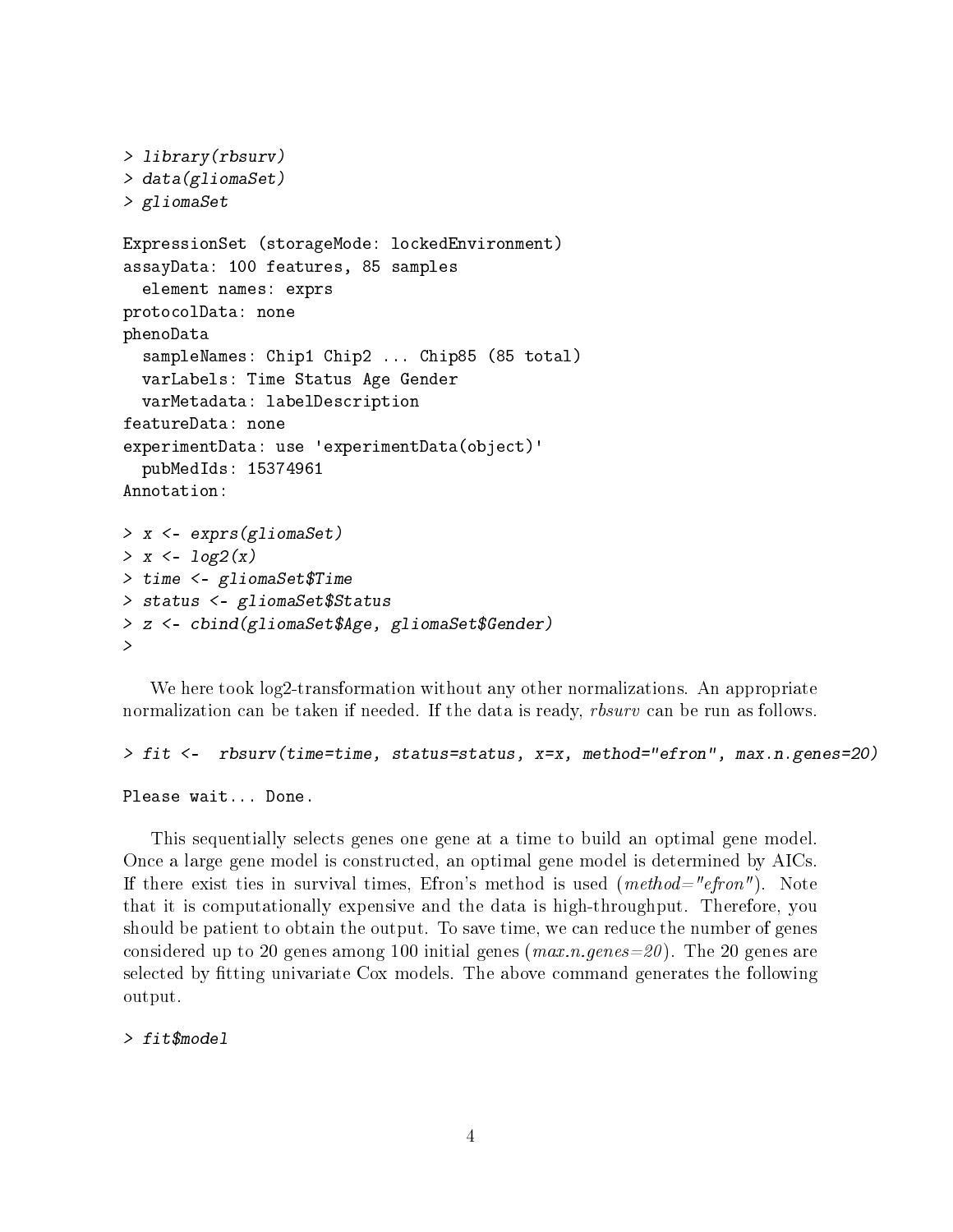```
> library(rbsurv)
> data(gliomaSet)
> gliomaSet

ExpressionSet (storageMode: lockedEnvironment)
assayData: 100 features, 85 samples
  element names: exprs
protocolData: none
phenoData
  sampleNames: Chip1 Chip2 ... Chip85 (85 total)
  varLabels: Time Status Age Gender
  varMetadata: labelDescription
featureData: none
experimentData: use 'experimentData(object)'
  pubMedIds: 15374961
Annotation:

> x <- exprs(gliomaSet)
> x <- log2(x)
> time <- gliomaSet$Time
> status <- gliomaSet$Status
> z <- cbind(gliomaSet$Age, gliomaSet$Gender)
>
```

We here took log2-transformation without any other normalizations. An appropriate normalization can be taken if needed. If the data is ready, *rbsurv* can be run as follows.

```
> fit <-  rbsurv(time=time, status=status, x=x, method="efron", max.n.genes=20)

Please wait... Done.
```

This sequentially selects genes one gene at a time to build an optimal gene model. Once a large gene model is constructed, an optimal gene model is determined by AICs. If there exist ties in survival times, Efron's method is used (*method="efron"*). Note that it is computationally expensive and the data is high-throughput. Therefore, you should be patient to obtain the output. To save time, we can reduce the number of genes considered up to 20 genes among 100 initial genes (*max.n.genes=20*). The 20 genes are selected by fitting univariate Cox models. The above command generates the following output.

```
> fit$model
```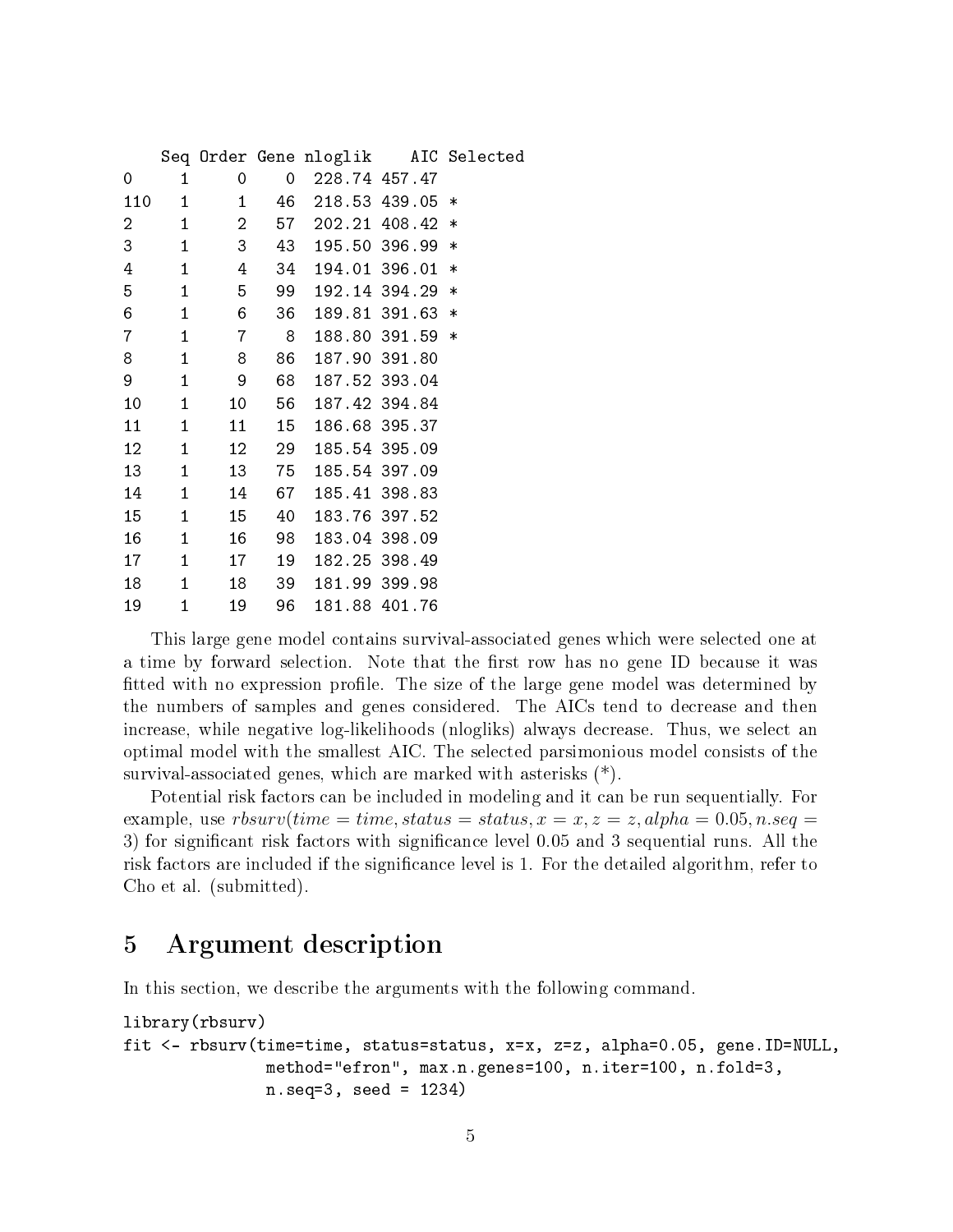```
    Seq Order Gene nloglik    AIC Selected
0     1     0    0  228.74 457.47
110   1     1   46  218.53 439.05 *
2     1     2   57  202.21 408.42 *
3     1     3   43  195.50 396.99 *
4     1     4   34  194.01 396.01 *
5     1     5   99  192.14 394.29 *
6     1     6   36  189.81 391.63 *
7     1     7    8  188.80 391.59 *
8     1     8   86  187.90 391.80
9     1     9   68  187.52 393.04
10    1    10   56  187.42 394.84
11    1    11   15  186.68 395.37
12    1    12   29  185.54 395.09
13    1    13   75  185.54 397.09
14    1    14   67  185.41 398.83
15    1    15   40  183.76 397.52
16    1    16   98  183.04 398.09
17    1    17   19  182.25 398.49
18    1    18   39  181.99 399.98
19    1    19   96  181.88 401.76
```

This large gene model contains survival-associated genes which were selected one at a time by forward selection. Note that the first row has no gene ID because it was fitted with no expression profile. The size of the large gene model was determined by the numbers of samples and genes considered. The AICs tend to decrease and then increase, while negative log-likelihoods (nlogliks) always decrease. Thus, we select an optimal model with the smallest AIC. The selected parsimonious model consists of the survival-associated genes, which are marked with asterisks (*).

Potential risk factors can be included in modeling and it can be run sequentially. For example, use $rbsurv(time = time, status = status, x = x, z = z, alpha = 0.05, n.seq = 3)$ for significant risk factors with significance level 0.05 and 3 sequential runs. All the risk factors are included if the significance level is 1. For the detailed algorithm, refer to Cho et al. (submitted).

# 5 Argument description

In this section, we describe the arguments with the following command.

```
library(rbsurv)
fit <- rbsurv(time=time, status=status, x=x, z=z, alpha=0.05, gene.ID=NULL,
              method="efron", max.n.genes=100, n.iter=100, n.fold=3,
              n.seq=3, seed = 1234)
```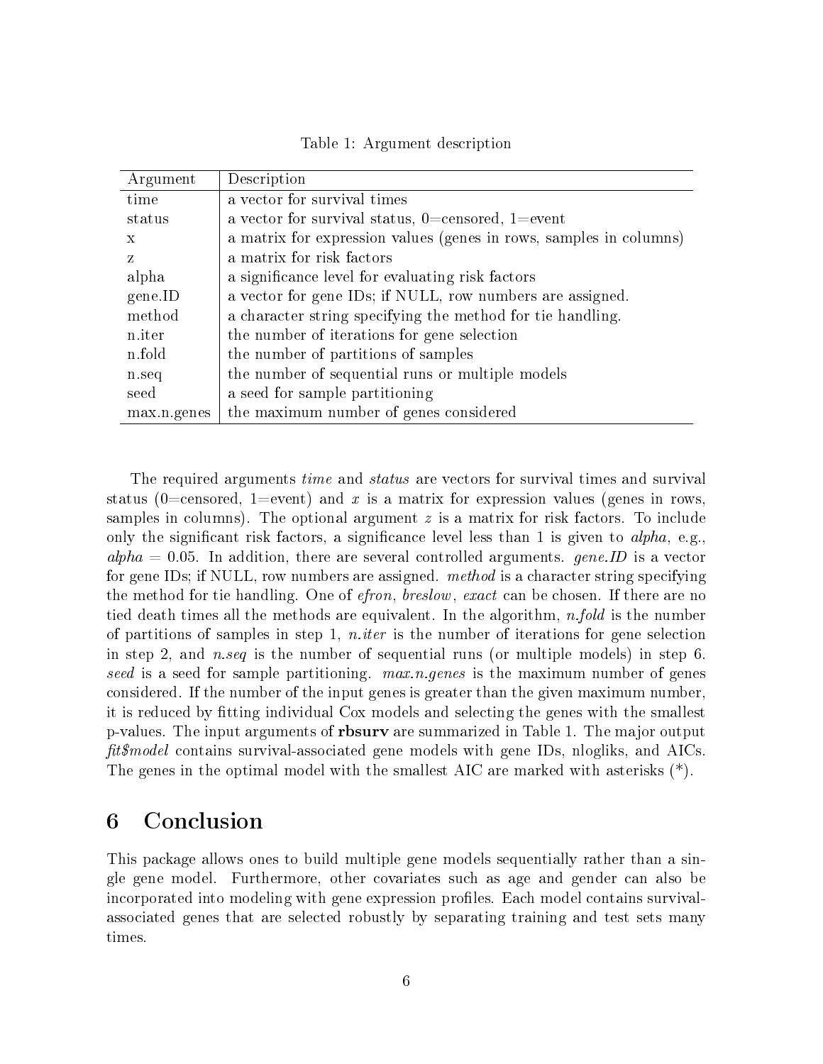Table 1: Argument description

| Argument | Description |
|---|---|
| time | a vector for survival times |
| status | a vector for survival status, 0=censored, 1=event |
| x | a matrix for expression values (genes in rows, samples in columns) |
| z | a matrix for risk factors |
| alpha | a significance level for evaluating risk factors |
| gene.ID | a vector for gene IDs; if NULL, row numbers are assigned. |
| method | a character string specifying the method for tie handling. |
| n.iter | the number of iterations for gene selection |
| n.fold | the number of partitions of samples |
| n.seq | the number of sequential runs or multiple models |
| seed | a seed for sample partitioning |
| max.n.genes | the maximum number of genes considered |

The required arguments *time* and *status* are vectors for survival times and survival status (0=censored, 1=event) and $x$ is a matrix for expression values (genes in rows, samples in columns). The optional argument $z$ is a matrix for risk factors. To include only the significant risk factors, a significance level less than 1 is given to *alpha*, e.g., *alpha* = 0.05. In addition, there are several controlled arguments. *gene.ID* is a vector for gene IDs; if NULL, row numbers are assigned. *method* is a character string specifying the method for tie handling. One of *efron*, *breslow*, *exact* can be chosen. If there are no tied death times all the methods are equivalent. In the algorithm, *n.fold* is the number of partitions of samples in step 1, *n.iter* is the number of iterations for gene selection in step 2, and *n.seq* is the number of sequential runs (or multiple models) in step 6. *seed* is a seed for sample partitioning. *max.n.genes* is the maximum number of genes considered. If the number of the input genes is greater than the given maximum number, it is reduced by fitting individual Cox models and selecting the genes with the smallest p-values. The input arguments of **rbsurv** are summarized in Table 1. The major output *fit$model* contains survival-associated gene models with gene IDs, nlogliks, and AICs. The genes in the optimal model with the smallest AIC are marked with asterisks (*).

# 6 Conclusion

This package allows ones to build multiple gene models sequentially rather than a single gene model. Furthermore, other covariates such as age and gender can also be incorporated into modeling with gene expression profiles. Each model contains survival-associated genes that are selected robustly by separating training and test sets many times.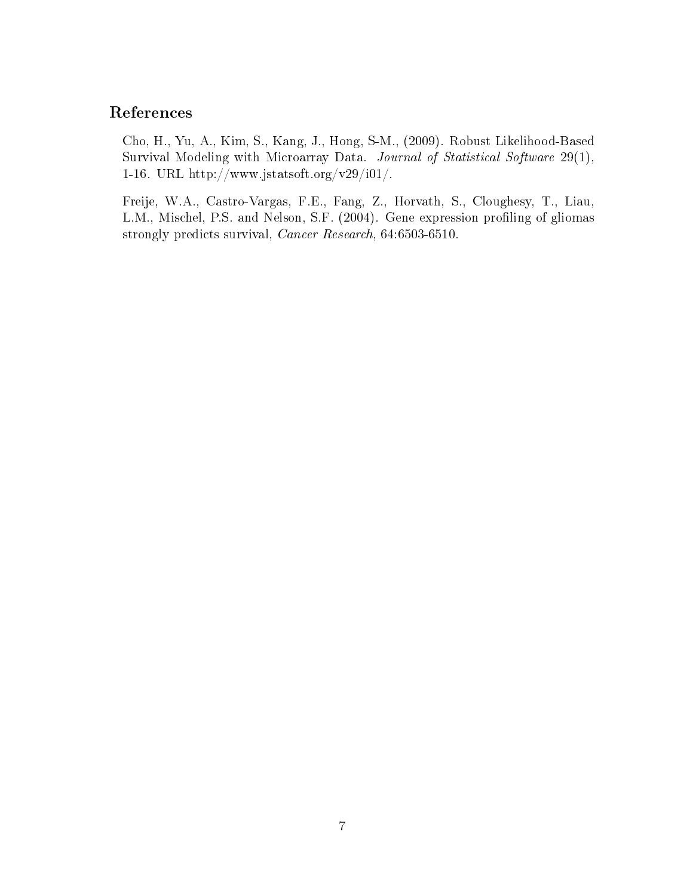## References

Cho, H., Yu, A., Kim, S., Kang, J., Hong, S-M., (2009). Robust Likelihood-Based Survival Modeling with Microarray Data. *Journal of Statistical Software* 29(1), 1-16. URL http://www.jstatsoft.org/v29/i01/.

Freije, W.A., Castro-Vargas, F.E., Fang, Z., Horvath, S., Cloughesy, T., Liau, L.M., Mischel, P.S. and Nelson, S.F. (2004). Gene expression profiling of gliomas strongly predicts survival, *Cancer Research*, 64:6503-6510.